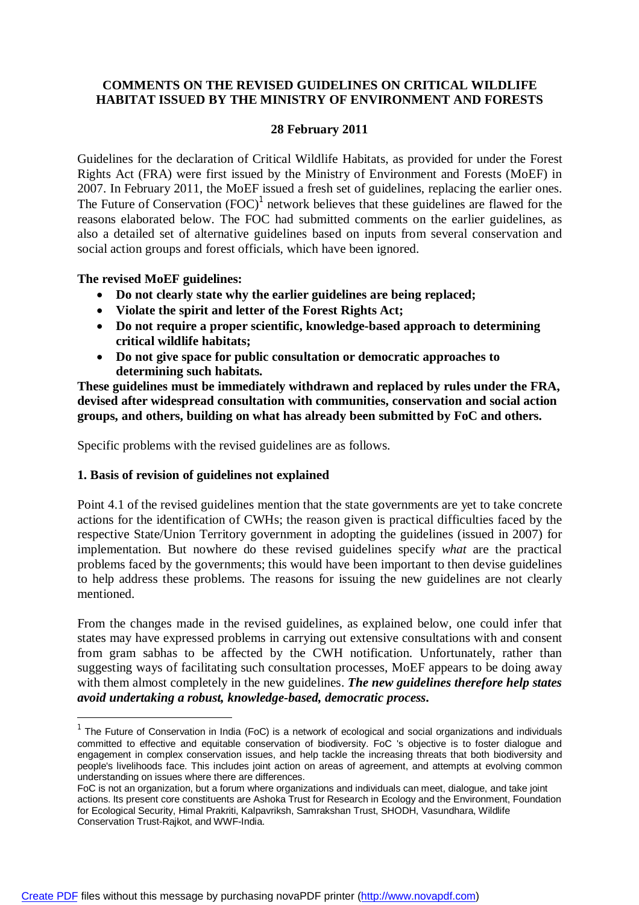# COMMENTS ON THE REVISED GUIDELINES ON CRITICAL WILDLIFE HABITAT ISSUED BY THE MINISTRY OF ENVIRONMENT AND FORESTS

**28 February 2011**

Guidelines for the declaration of Critical Wildlife Habitats, as provided for under the Forest Rights Act (FRA) were first issued by the Ministry of Environment and Forests (MoEF) in 2007. In February 2011, the MoEF issued a fresh set of guidelines, replacing the earlier ones. The Future of Conservation (FOC)[1] network believes that these guidelines are flawed for the reasons elaborated below. The FOC had submitted comments on the earlier guidelines, as also a detailed set of alternative guidelines based on inputs from several conservation and social action groups and forest officials, which have been ignored.

**The revised MoEF guidelines:**

- **Do not clearly state why the earlier guidelines are being replaced;**
- **Violate the spirit and letter of the Forest Rights Act;**
- **Do not require a proper scientific, knowledge-based approach to determining critical wildlife habitats;**
- **Do not give space for public consultation or democratic approaches to determining such habitats.**

**These guidelines must be immediately withdrawn and replaced by rules under the FRA, devised after widespread consultation with communities, conservation and social action groups, and others, building on what has already been submitted by FoC and others.**

Specific problems with the revised guidelines are as follows.

## 1. Basis of revision of guidelines not explained

Point 4.1 of the revised guidelines mention that the state governments are yet to take concrete actions for the identification of CWHs; the reason given is practical difficulties faced by the respective State/Union Territory government in adopting the guidelines (issued in 2007) for implementation. But nowhere do these revised guidelines specify *what* are the practical problems faced by the governments; this would have been important to then devise guidelines to help address these problems. The reasons for issuing the new guidelines are not clearly mentioned.

From the changes made in the revised guidelines, as explained below, one could infer that states may have expressed problems in carrying out extensive consultations with and consent from gram sabhas to be affected by the CWH notification. Unfortunately, rather than suggesting ways of facilitating such consultation processes, MoEF appears to be doing away with them almost completely in the new guidelines. ***The new guidelines therefore help states avoid undertaking a robust, knowledge-based, democratic process.***

---

[1] The Future of Conservation in India (FoC) is a network of ecological and social organizations and individuals committed to effective and equitable conservation of biodiversity. FoC 's objective is to foster dialogue and engagement in complex conservation issues, and help tackle the increasing threats that both biodiversity and people's livelihoods face. This includes joint action on areas of agreement, and attempts at evolving common understanding on issues where there are differences.

FoC is not an organization, but a forum where organizations and individuals can meet, dialogue, and take joint actions. Its present core constituents are Ashoka Trust for Research in Ecology and the Environment, Foundation for Ecological Security, Himal Prakriti, Kalpavriksh, Samrakshan Trust, SHODH, Vasundhara, Wildlife Conservation Trust-Rajkot, and WWF-India.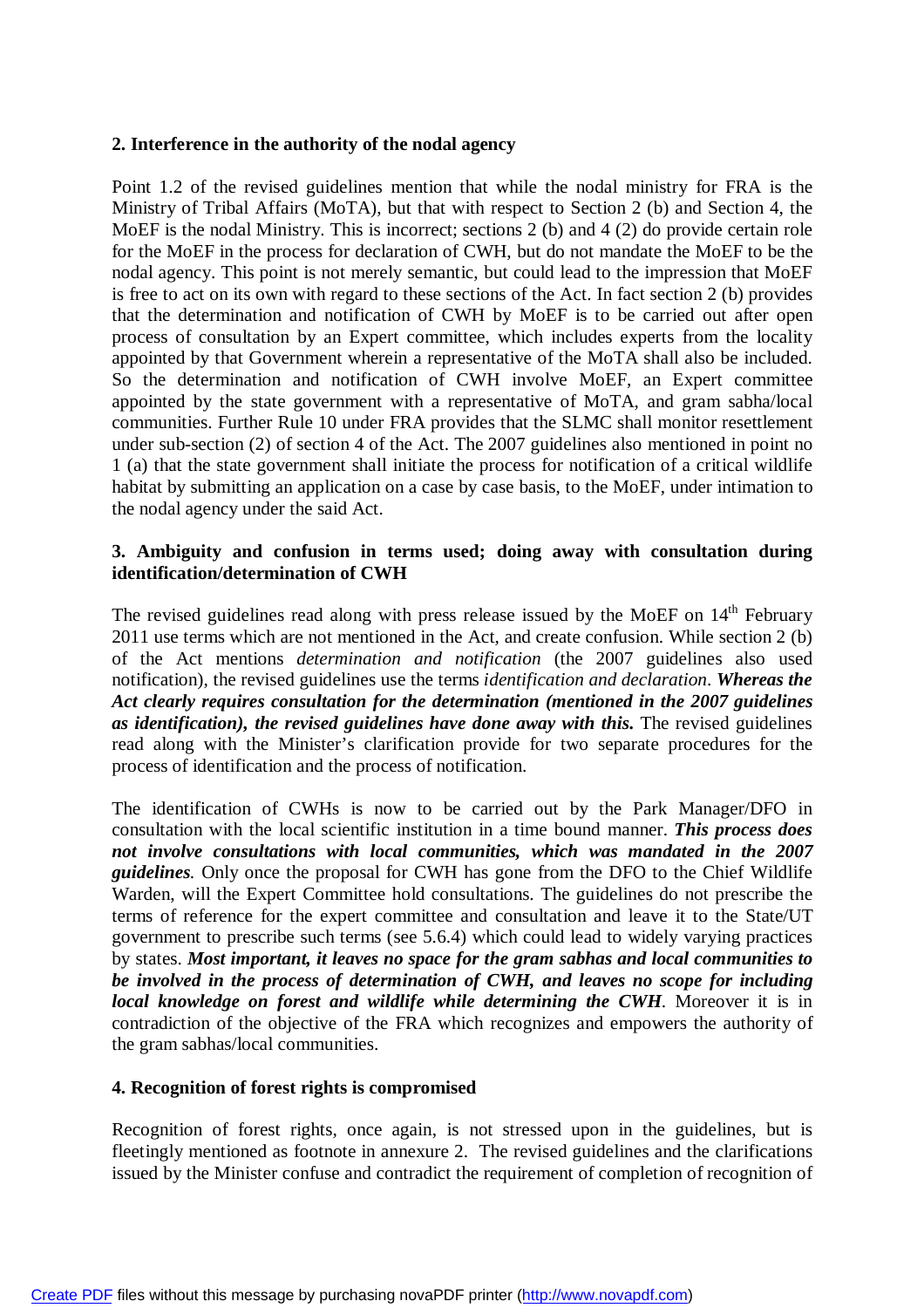**2. Interference in the authority of the nodal agency**

Point 1.2 of the revised guidelines mention that while the nodal ministry for FRA is the Ministry of Tribal Affairs (MoTA), but that with respect to Section 2 (b) and Section 4, the MoEF is the nodal Ministry. This is incorrect; sections 2 (b) and 4 (2) do provide certain role for the MoEF in the process for declaration of CWH, but do not mandate the MoEF to be the nodal agency. This point is not merely semantic, but could lead to the impression that MoEF is free to act on its own with regard to these sections of the Act. In fact section 2 (b) provides that the determination and notification of CWH by MoEF is to be carried out after open process of consultation by an Expert committee, which includes experts from the locality appointed by that Government wherein a representative of the MoTA shall also be included. So the determination and notification of CWH involve MoEF, an Expert committee appointed by the state government with a representative of MoTA, and gram sabha/local communities. Further Rule 10 under FRA provides that the SLMC shall monitor resettlement under sub-section (2) of section 4 of the Act. The 2007 guidelines also mentioned in point no 1 (a) that the state government shall initiate the process for notification of a critical wildlife habitat by submitting an application on a case by case basis, to the MoEF, under intimation to the nodal agency under the said Act.

**3. Ambiguity and confusion in terms used; doing away with consultation during identification/determination of CWH**

The revised guidelines read along with press release issued by the MoEF on 14th February 2011 use terms which are not mentioned in the Act, and create confusion. While section 2 (b) of the Act mentions *determination and notification* (the 2007 guidelines also used notification), the revised guidelines use the terms *identification and declaration*. ***Whereas the Act clearly requires consultation for the determination (mentioned in the 2007 guidelines as identification), the revised guidelines have done away with this.*** The revised guidelines read along with the Minister's clarification provide for two separate procedures for the process of identification and the process of notification.

The identification of CWHs is now to be carried out by the Park Manager/DFO in consultation with the local scientific institution in a time bound manner. ***This process does not involve consultations with local communities, which was mandated in the 2007 guidelines.*** Only once the proposal for CWH has gone from the DFO to the Chief Wildlife Warden, will the Expert Committee hold consultations. The guidelines do not prescribe the terms of reference for the expert committee and consultation and leave it to the State/UT government to prescribe such terms (see 5.6.4) which could lead to widely varying practices by states. ***Most important, it leaves no space for the gram sabhas and local communities to be involved in the process of determination of CWH, and leaves no scope for including local knowledge on forest and wildlife while determining the CWH***. Moreover it is in contradiction of the objective of the FRA which recognizes and empowers the authority of the gram sabhas/local communities.

**4. Recognition of forest rights is compromised**

Recognition of forest rights, once again, is not stressed upon in the guidelines, but is fleetingly mentioned as footnote in annexure 2. The revised guidelines and the clarifications issued by the Minister confuse and contradict the requirement of completion of recognition of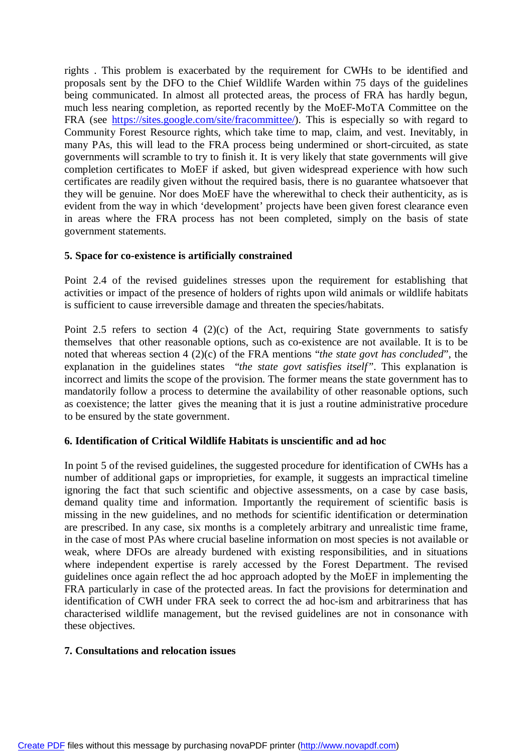rights . This problem is exacerbated by the requirement for CWHs to be identified and proposals sent by the DFO to the Chief Wildlife Warden within 75 days of the guidelines being communicated. In almost all protected areas, the process of FRA has hardly begun, much less nearing completion, as reported recently by the MoEF-MoTA Committee on the FRA (see [https://sites.google.com/site/fracommittee/](https://sites.google.com/site/fracommittee/)). This is especially so with regard to Community Forest Resource rights, which take time to map, claim, and vest. Inevitably, in many PAs, this will lead to the FRA process being undermined or short-circuited, as state governments will scramble to try to finish it. It is very likely that state governments will give completion certificates to MoEF if asked, but given widespread experience with how such certificates are readily given without the required basis, there is no guarantee whatsoever that they will be genuine. Nor does MoEF have the wherewithal to check their authenticity, as is evident from the way in which 'development' projects have been given forest clearance even in areas where the FRA process has not been completed, simply on the basis of state government statements.

**5. Space for co-existence is artificially constrained**

Point 2.4 of the revised guidelines stresses upon the requirement for establishing that activities or impact of the presence of holders of rights upon wild animals or wildlife habitats is sufficient to cause irreversible damage and threaten the species/habitats.

Point 2.5 refers to section 4 (2)(c) of the Act, requiring State governments to satisfy themselves that other reasonable options, such as co-existence are not available. It is to be noted that whereas section 4 (2)(c) of the FRA mentions "*the state govt has concluded*", the explanation in the guidelines states "*the state govt satisfies itself*". This explanation is incorrect and limits the scope of the provision. The former means the state government has to mandatorily follow a process to determine the availability of other reasonable options, such as coexistence; the latter gives the meaning that it is just a routine administrative procedure to be ensured by the state government.

**6. Identification of Critical Wildlife Habitats is unscientific and ad hoc**

In point 5 of the revised guidelines, the suggested procedure for identification of CWHs has a number of additional gaps or improprieties, for example, it suggests an impractical timeline ignoring the fact that such scientific and objective assessments, on a case by case basis, demand quality time and information. Importantly the requirement of scientific basis is missing in the new guidelines, and no methods for scientific identification or determination are prescribed. In any case, six months is a completely arbitrary and unrealistic time frame, in the case of most PAs where crucial baseline information on most species is not available or weak, where DFOs are already burdened with existing responsibilities, and in situations where independent expertise is rarely accessed by the Forest Department. The revised guidelines once again reflect the ad hoc approach adopted by the MoEF in implementing the FRA particularly in case of the protected areas. In fact the provisions for determination and identification of CWH under FRA seek to correct the ad hoc-ism and arbitrariness that has characterised wildlife management, but the revised guidelines are not in consonance with these objectives.

**7. Consultations and relocation issues**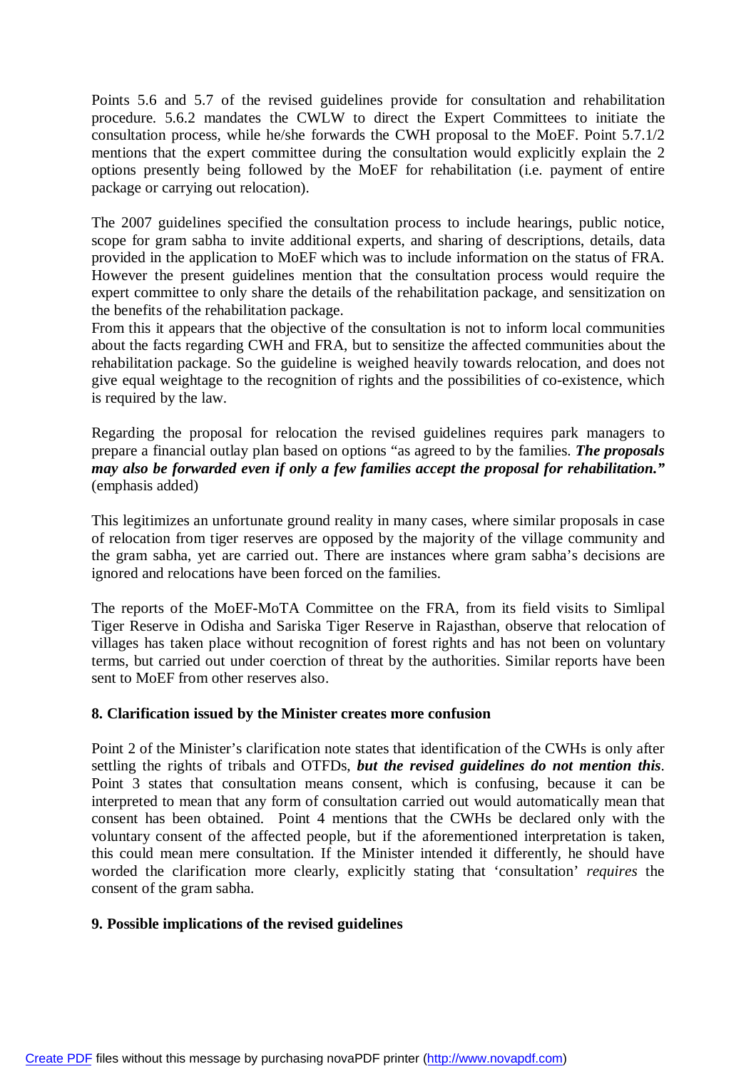Points 5.6 and 5.7 of the revised guidelines provide for consultation and rehabilitation procedure. 5.6.2 mandates the CWLW to direct the Expert Committees to initiate the consultation process, while he/she forwards the CWH proposal to the MoEF. Point 5.7.1/2 mentions that the expert committee during the consultation would explicitly explain the 2 options presently being followed by the MoEF for rehabilitation (i.e. payment of entire package or carrying out relocation).

The 2007 guidelines specified the consultation process to include hearings, public notice, scope for gram sabha to invite additional experts, and sharing of descriptions, details, data provided in the application to MoEF which was to include information on the status of FRA. However the present guidelines mention that the consultation process would require the expert committee to only share the details of the rehabilitation package, and sensitization on the benefits of the rehabilitation package.

From this it appears that the objective of the consultation is not to inform local communities about the facts regarding CWH and FRA, but to sensitize the affected communities about the rehabilitation package. So the guideline is weighed heavily towards relocation, and does not give equal weightage to the recognition of rights and the possibilities of co-existence, which is required by the law.

Regarding the proposal for relocation the revised guidelines requires park managers to prepare a financial outlay plan based on options "as agreed to by the families. ***The proposals may also be forwarded even if only a few families accept the proposal for rehabilitation."*** (emphasis added)

This legitimizes an unfortunate ground reality in many cases, where similar proposals in case of relocation from tiger reserves are opposed by the majority of the village community and the gram sabha, yet are carried out. There are instances where gram sabha's decisions are ignored and relocations have been forced on the families.

The reports of the MoEF-MoTA Committee on the FRA, from its field visits to Simlipal Tiger Reserve in Odisha and Sariska Tiger Reserve in Rajasthan, observe that relocation of villages has taken place without recognition of forest rights and has not been on voluntary terms, but carried out under coercion of threat by the authorities. Similar reports have been sent to MoEF from other reserves also.

**8. Clarification issued by the Minister creates more confusion**

Point 2 of the Minister's clarification note states that identification of the CWHs is only after settling the rights of tribals and OTFDs, ***but the revised guidelines do not mention this***. Point 3 states that consultation means consent, which is confusing, because it can be interpreted to mean that any form of consultation carried out would automatically mean that consent has been obtained. Point 4 mentions that the CWHs be declared only with the voluntary consent of the affected people, but if the aforementioned interpretation is taken, this could mean mere consultation. If the Minister intended it differently, he should have worded the clarification more clearly, explicitly stating that 'consultation' *requires* the consent of the gram sabha.

**9. Possible implications of the revised guidelines**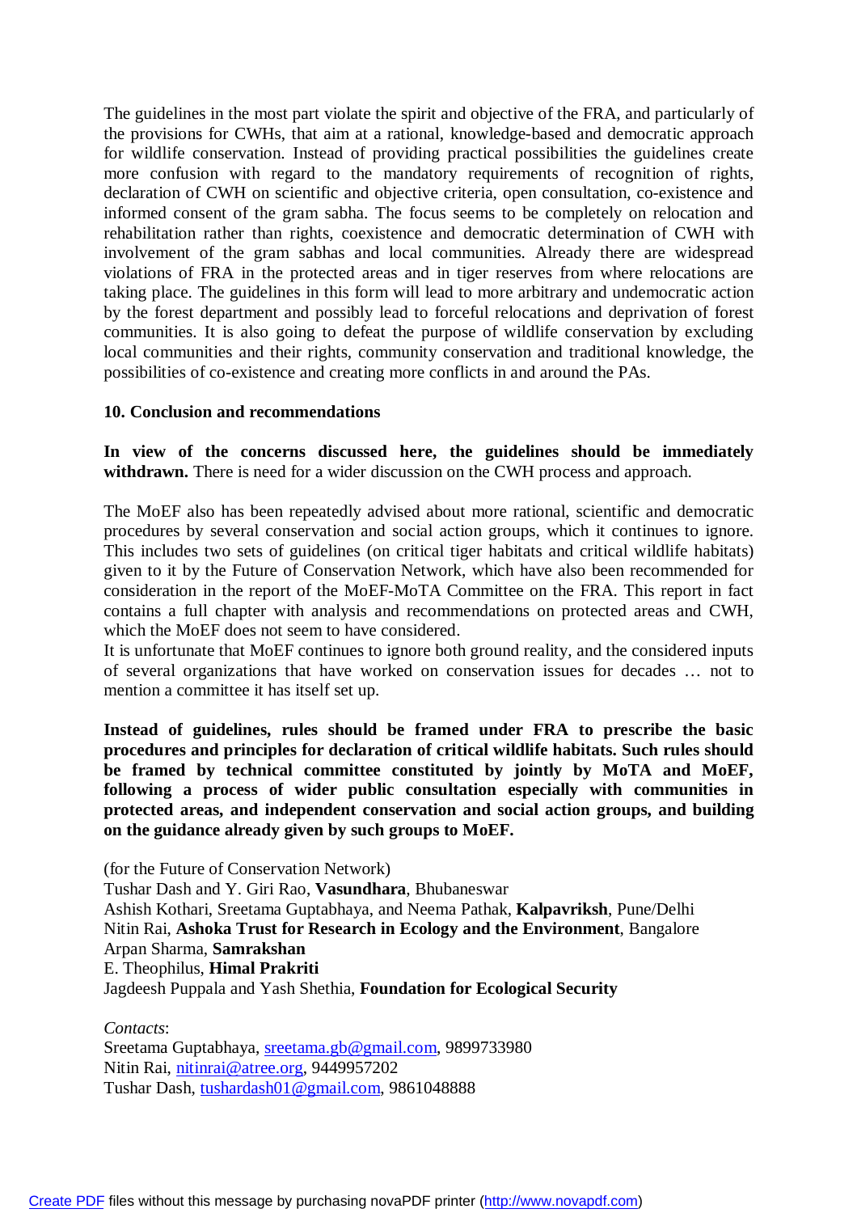The guidelines in the most part violate the spirit and objective of the FRA, and particularly of the provisions for CWHs, that aim at a rational, knowledge-based and democratic approach for wildlife conservation. Instead of providing practical possibilities the guidelines create more confusion with regard to the mandatory requirements of recognition of rights, declaration of CWH on scientific and objective criteria, open consultation, co-existence and informed consent of the gram sabha. The focus seems to be completely on relocation and rehabilitation rather than rights, coexistence and democratic determination of CWH with involvement of the gram sabhas and local communities. Already there are widespread violations of FRA in the protected areas and in tiger reserves from where relocations are taking place. The guidelines in this form will lead to more arbitrary and undemocratic action by the forest department and possibly lead to forceful relocations and deprivation of forest communities. It is also going to defeat the purpose of wildlife conservation by excluding local communities and their rights, community conservation and traditional knowledge, the possibilities of co-existence and creating more conflicts in and around the PAs.

**10. Conclusion and recommendations**

**In view of the concerns discussed here, the guidelines should be immediately withdrawn.** There is need for a wider discussion on the CWH process and approach.

The MoEF also has been repeatedly advised about more rational, scientific and democratic procedures by several conservation and social action groups, which it continues to ignore. This includes two sets of guidelines (on critical tiger habitats and critical wildlife habitats) given to it by the Future of Conservation Network, which have also been recommended for consideration in the report of the MoEF-MoTA Committee on the FRA. This report in fact contains a full chapter with analysis and recommendations on protected areas and CWH, which the MoEF does not seem to have considered.
It is unfortunate that MoEF continues to ignore both ground reality, and the considered inputs of several organizations that have worked on conservation issues for decades … not to mention a committee it has itself set up.

**Instead of guidelines, rules should be framed under FRA to prescribe the basic procedures and principles for declaration of critical wildlife habitats. Such rules should be framed by technical committee constituted by jointly by MoTA and MoEF, following a process of wider public consultation especially with communities in protected areas, and independent conservation and social action groups, and building on the guidance already given by such groups to MoEF.**

(for the Future of Conservation Network)
Tushar Dash and Y. Giri Rao, **Vasundhara**, Bhubaneswar
Ashish Kothari, Sreetama Guptabhaya, and Neema Pathak, **Kalpavriksh**, Pune/Delhi
Nitin Rai, **Ashoka Trust for Research in Ecology and the Environment**, Bangalore
Arpan Sharma, **Samrakshan**
E. Theophilus, **Himal Prakriti**
Jagdeesh Puppala and Yash Shethia, **Foundation for Ecological Security**

*Contacts*:
Sreetama Guptabhaya, sreetama.gb@gmail.com, 9899733980
Nitin Rai, nitinrai@atree.org, 9449957202
Tushar Dash, tushardash01@gmail.com, 9861048888